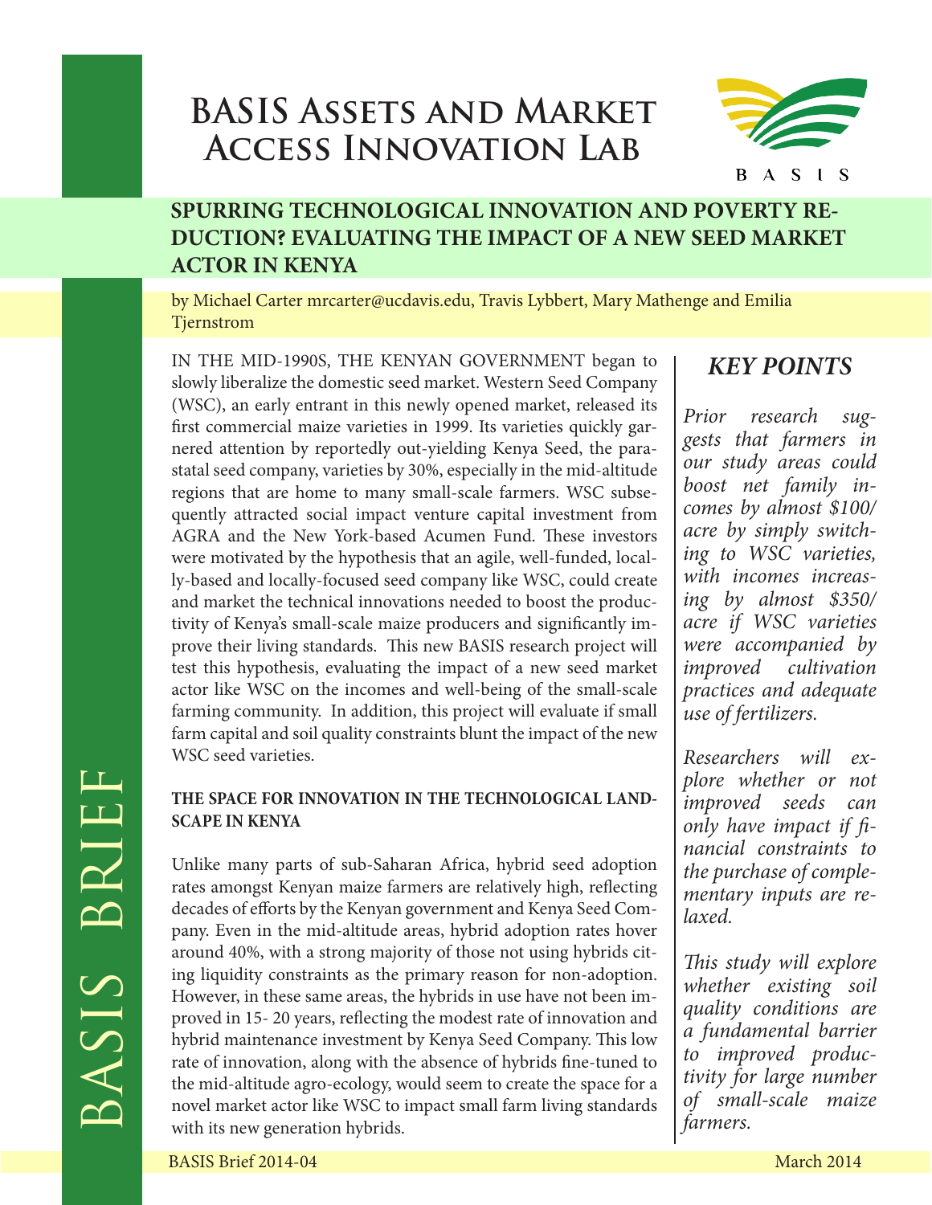# BASIS Assets and Market Access Innovation Lab

## SPURRING TECHNOLOGICAL INNOVATION AND POVERTY REDUCTION? EVALUATING THE IMPACT OF A NEW SEED MARKET ACTOR IN KENYA

by Michael Carter mrcarter@ucdavis.edu, Travis Lybbert, Mary Mathenge and Emilia Tjernstrom

IN THE MID-1990S, THE KENYAN GOVERNMENT began to slowly liberalize the domestic seed market. Western Seed Company (WSC), an early entrant in this newly opened market, released its first commercial maize varieties in 1999. Its varieties quickly garnered attention by reportedly out-yielding Kenya Seed, the parastatal seed company, varieties by 30%, especially in the mid-altitude regions that are home to many small-scale farmers. WSC subsequently attracted social impact venture capital investment from AGRA and the New York-based Acumen Fund. These investors were motivated by the hypothesis that an agile, well-funded, locally-based and locally-focused seed company like WSC, could create and market the technical innovations needed to boost the productivity of Kenya's small-scale maize producers and significantly improve their living standards. This new BASIS research project will test this hypothesis, evaluating the impact of a new seed market actor like WSC on the incomes and well-being of the small-scale farming community. In addition, this project will evaluate if small farm capital and soil quality constraints blunt the impact of the new WSC seed varieties.

### THE SPACE FOR INNOVATION IN THE TECHNOLOGICAL LANDSCAPE IN KENYA

Unlike many parts of sub-Saharan Africa, hybrid seed adoption rates amongst Kenyan maize farmers are relatively high, reflecting decades of efforts by the Kenyan government and Kenya Seed Company. Even in the mid-altitude areas, hybrid adoption rates hover around 40%, with a strong majority of those not using hybrids citing liquidity constraints as the primary reason for non-adoption. However, in these same areas, the hybrids in use have not been improved in 15- 20 years, reflecting the modest rate of innovation and hybrid maintenance investment by Kenya Seed Company. This low rate of innovation, along with the absence of hybrids fine-tuned to the mid-altitude agro-ecology, would seem to create the space for a novel market actor like WSC to impact small farm living standards with its new generation hybrids.

## KEY POINTS

*Prior research suggests that farmers in our study areas could boost net family incomes by almost $100/acre by simply switching to WSC varieties, with incomes increasing by almost $350/acre if WSC varieties were accompanied by improved cultivation practices and adequate use of fertilizers.*

*Researchers will explore whether or not improved seeds can only have impact if financial constraints to the purchase of complementary inputs are relaxed.*

*This study will explore whether existing soil quality conditions are a fundamental barrier to improved productivity for large number of small-scale maize farmers.*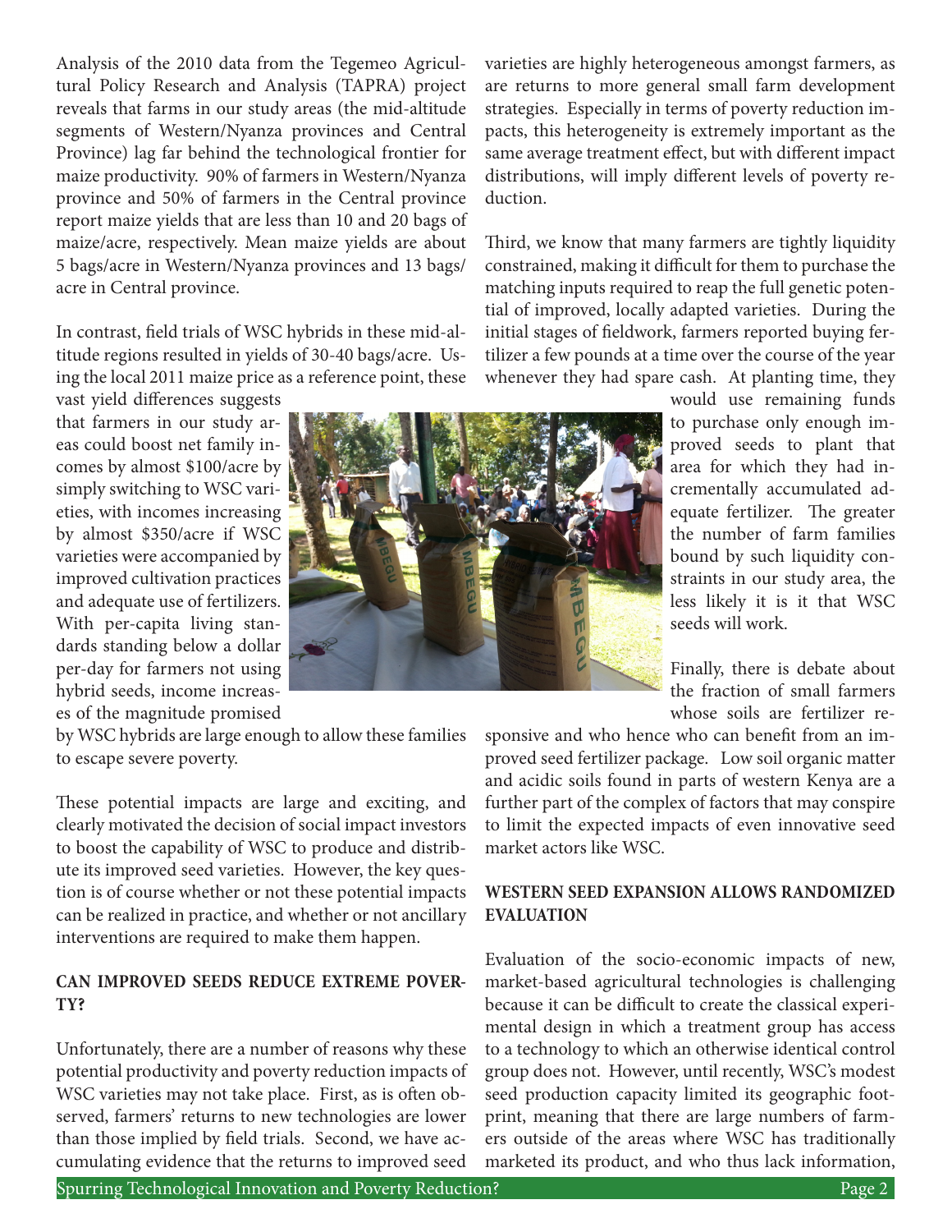Analysis of the 2010 data from the Tegemeo Agricultural Policy Research and Analysis (TAPRA) project reveals that farms in our study areas (the mid-altitude segments of Western/Nyanza provinces and Central Province) lag far behind the technological frontier for maize productivity. 90% of farmers in Western/Nyanza province and 50% of farmers in the Central province report maize yields that are less than 10 and 20 bags of maize/acre, respectively. Mean maize yields are about 5 bags/acre in Western/Nyanza provinces and 13 bags/acre in Central province.

In contrast, field trials of WSC hybrids in these mid-altitude regions resulted in yields of 30-40 bags/acre. Using the local 2011 maize price as a reference point, these vast yield differences suggests that farmers in our study areas could boost net family incomes by almost $100/acre by simply switching to WSC varieties, with incomes increasing by almost $350/acre if WSC varieties were accompanied by improved cultivation practices and adequate use of fertilizers. With per-capita living standards standing below a dollar per-day for farmers not using hybrid seeds, income increases of the magnitude promised by WSC hybrids are large enough to allow these families to escape severe poverty.

These potential impacts are large and exciting, and clearly motivated the decision of social impact investors to boost the capability of WSC to produce and distribute its improved seed varieties. However, the key question is of course whether or not these potential impacts can be realized in practice, and whether or not ancillary interventions are required to make them happen.

## CAN IMPROVED SEEDS REDUCE EXTREME POVERTY?

Unfortunately, there are a number of reasons why these potential productivity and poverty reduction impacts of WSC varieties may not take place. First, as is often observed, farmers' returns to new technologies are lower than those implied by field trials. Second, we have accumulating evidence that the returns to improved seed varieties are highly heterogeneous amongst farmers, as are returns to more general small farm development strategies. Especially in terms of poverty reduction impacts, this heterogeneity is extremely important as the same average treatment effect, but with different impact distributions, will imply different levels of poverty reduction.

Third, we know that many farmers are tightly liquidity constrained, making it difficult for them to purchase the matching inputs required to reap the full genetic potential of improved, locally adapted varieties. During the initial stages of fieldwork, farmers reported buying fertilizer a few pounds at a time over the course of the year whenever they had spare cash. At planting time, they would use remaining funds to purchase only enough improved seeds to plant that area for which they had incrementally accumulated adequate fertilizer. The greater the number of farm families bound by such liquidity constraints in our study area, the less likely it is it that WSC seeds will work.

Finally, there is debate about the fraction of small farmers whose soils are fertilizer responsive and who hence who can benefit from an improved seed fertilizer package. Low soil organic matter and acidic soils found in parts of western Kenya are a further part of the complex of factors that may conspire to limit the expected impacts of even innovative seed market actors like WSC.

## WESTERN SEED EXPANSION ALLOWS RANDOMIZED EVALUATION

Evaluation of the socio-economic impacts of new, market-based agricultural technologies is challenging because it can be difficult to create the classical experimental design in which a treatment group has access to a technology to which an otherwise identical control group does not. However, until recently, WSC's modest seed production capacity limited its geographic footprint, meaning that there are large numbers of farmers outside of the areas where WSC has traditionally marketed its product, and who thus lack information,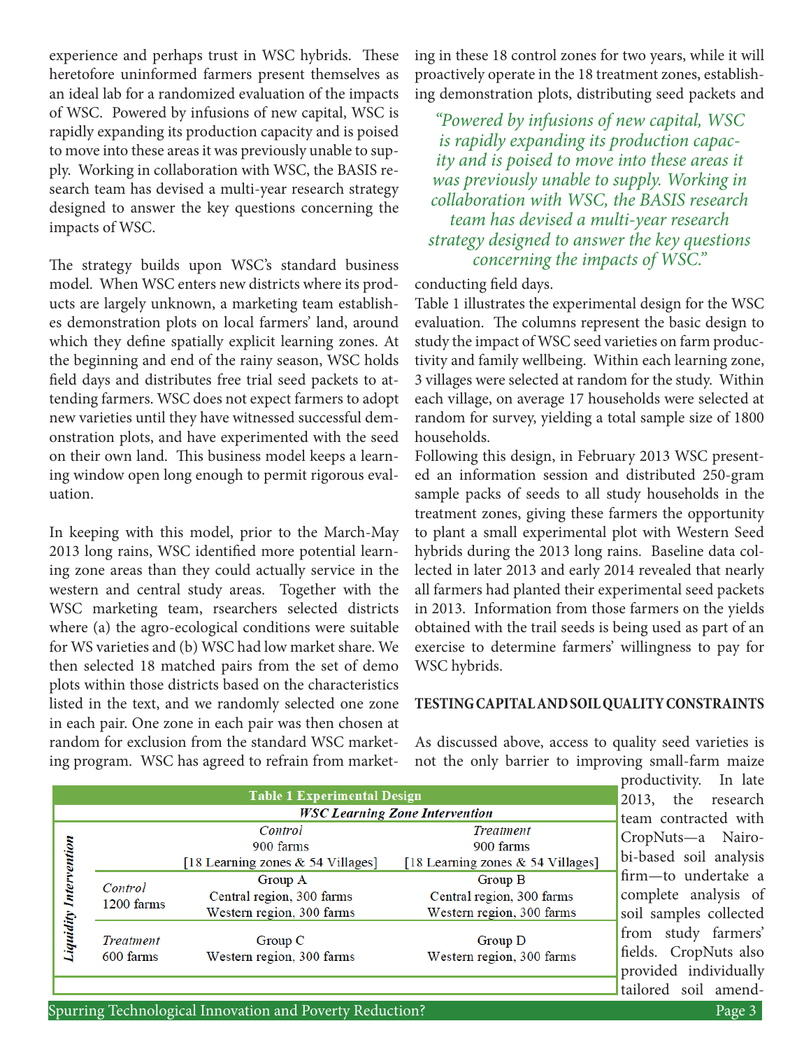experience and perhaps trust in WSC hybrids. These heretofore uninformed farmers present themselves as an ideal lab for a randomized evaluation of the impacts of WSC. Powered by infusions of new capital, WSC is rapidly expanding its production capacity and is poised to move into these areas it was previously unable to supply. Working in collaboration with WSC, the BASIS research team has devised a multi-year research strategy designed to answer the key questions concerning the impacts of WSC.

The strategy builds upon WSC's standard business model. When WSC enters new districts where its products are largely unknown, a marketing team establishes demonstration plots on local farmers' land, around which they define spatially explicit learning zones. At the beginning and end of the rainy season, WSC holds field days and distributes free trial seed packets to attending farmers. WSC does not expect farmers to adopt new varieties until they have witnessed successful demonstration plots, and have experimented with the seed on their own land. This business model keeps a learning window open long enough to permit rigorous evaluation.

In keeping with this model, prior to the March-May 2013 long rains, WSC identified more potential learning zone areas than they could actually service in the western and central study areas. Together with the WSC marketing team, rsearchers selected districts where (a) the agro-ecological conditions were suitable for WS varieties and (b) WSC had low market share. We then selected 18 matched pairs from the set of demo plots within those districts based on the characteristics listed in the text, and we randomly selected one zone in each pair. One zone in each pair was then chosen at random for exclusion from the standard WSC marketing program. WSC has agreed to refrain from marketing in these 18 control zones for two years, while it will proactively operate in the 18 treatment zones, establishing demonstration plots, distributing seed packets and conducting field days.

*"Powered by infusions of new capital, WSC is rapidly expanding its production capacity and is poised to move into these areas it was previously unable to supply. Working in collaboration with WSC, the BASIS research team has devised a multi-year research strategy designed to answer the key questions concerning the impacts of WSC."*

Table 1 illustrates the experimental design for the WSC evaluation. The columns represent the basic design to study the impact of WSC seed varieties on farm productivity and family wellbeing. Within each learning zone, 3 villages were selected at random for the study. Within each village, on average 17 households were selected at random for survey, yielding a total sample size of 1800 households.

Following this design, in February 2013 WSC presented an information session and distributed 250-gram sample packs of seeds to all study households in the treatment zones, giving these farmers the opportunity to plant a small experimental plot with Western Seed hybrids during the 2013 long rains. Baseline data collected in later 2013 and early 2014 revealed that nearly all farmers had planted their experimental seed packets in 2013. Information from those farmers on the yields obtained with the trail seeds is being used as part of an exercise to determine farmers' willingness to pay for WSC hybrids.

**Table 1 Experimental Design**

| | | ***WSC Learning Zone Intervention*** | |
|---|---|---|---|
| | | *Control*<br>900 farms<br>[18 Learning zones & 54 Villages] | *Treatment*<br>900 farms<br>[18 Learning zones & 54 Villages] |
| ***Liquidity Intervention*** | *Control*<br>1200 farms | Group A<br>Central region, 300 farms<br>Western region, 300 farms | Group B<br>Central region, 300 farms<br>Western region, 300 farms |
| | *Treatment*<br>600 farms | Group C<br>Western region, 300 farms | Group D<br>Western region, 300 farms |

## TESTING CAPITAL AND SOIL QUALITY CONSTRAINTS

As discussed above, access to quality seed varieties is not the only barrier to improving small-farm maize productivity. In late 2013, the research team contracted with CropNuts—a Nairobi-based soil analysis firm—to undertake a complete analysis of soil samples collected from study farmers' fields. CropNuts also provided individually tailored soil amend-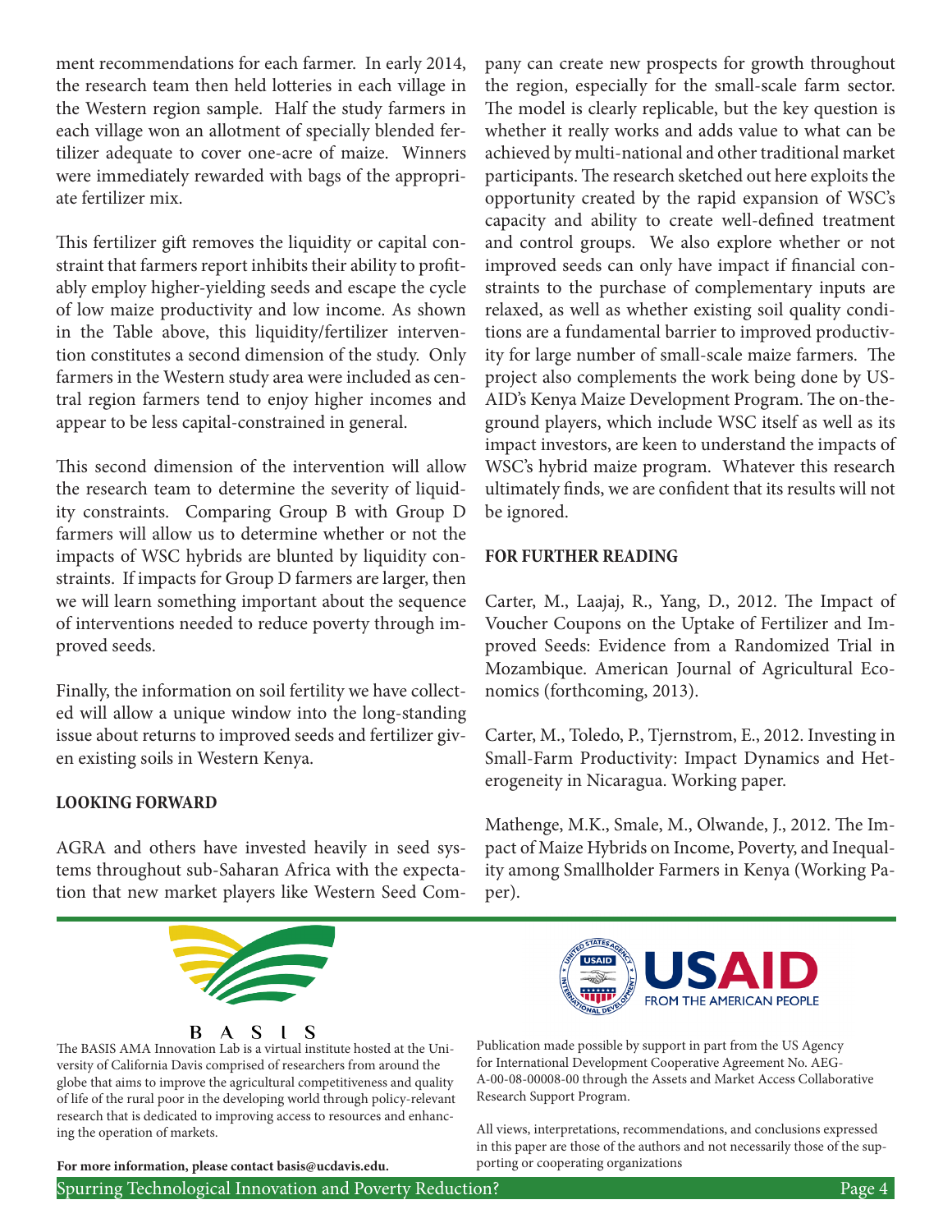ment recommendations for each farmer. In early 2014, the research team then held lotteries in each village in the Western region sample. Half the study farmers in each village won an allotment of specially blended fertilizer adequate to cover one-acre of maize. Winners were immediately rewarded with bags of the appropriate fertilizer mix.

This fertilizer gift removes the liquidity or capital constraint that farmers report inhibits their ability to profitably employ higher-yielding seeds and escape the cycle of low maize productivity and low income. As shown in the Table above, this liquidity/fertilizer intervention constitutes a second dimension of the study. Only farmers in the Western study area were included as central region farmers tend to enjoy higher incomes and appear to be less capital-constrained in general.

This second dimension of the intervention will allow the research team to determine the severity of liquidity constraints. Comparing Group B with Group D farmers will allow us to determine whether or not the impacts of WSC hybrids are blunted by liquidity constraints. If impacts for Group D farmers are larger, then we will learn something important about the sequence of interventions needed to reduce poverty through improved seeds.

Finally, the information on soil fertility we have collected will allow a unique window into the long-standing issue about returns to improved seeds and fertilizer given existing soils in Western Kenya.

## LOOKING FORWARD

AGRA and others have invested heavily in seed systems throughout sub-Saharan Africa with the expectation that new market players like Western Seed Company can create new prospects for growth throughout the region, especially for the small-scale farm sector. The model is clearly replicable, but the key question is whether it really works and adds value to what can be achieved by multi-national and other traditional market participants. The research sketched out here exploits the opportunity created by the rapid expansion of WSC's capacity and ability to create well-defined treatment and control groups. We also explore whether or not improved seeds can only have impact if financial constraints to the purchase of complementary inputs are relaxed, as well as whether existing soil quality conditions are a fundamental barrier to improved productivity for large number of small-scale maize farmers. The project also complements the work being done by USAID's Kenya Maize Development Program. The on-the-ground players, which include WSC itself as well as its impact investors, are keen to understand the impacts of WSC's hybrid maize program. Whatever this research ultimately finds, we are confident that its results will not be ignored.

## FOR FURTHER READING

Carter, M., Laajaj, R., Yang, D., 2012. The Impact of Voucher Coupons on the Uptake of Fertilizer and Improved Seeds: Evidence from a Randomized Trial in Mozambique. American Journal of Agricultural Economics (forthcoming, 2013).

Carter, M., Toledo, P., Tjernstrom, E., 2012. Investing in Small-Farm Productivity: Impact Dynamics and Heterogeneity in Nicaragua. Working paper.

Mathenge, M.K., Smale, M., Olwande, J., 2012. The Impact of Maize Hybrids on Income, Poverty, and Inequality among Smallholder Farmers in Kenya (Working Paper).

BASIS

The BASIS AMA Innovation Lab is a virtual institute hosted at the University of California Davis comprised of researchers from around the globe that aims to improve the agricultural competitiveness and quality of life of the rural poor in the developing world through policy-relevant research that is dedicated to improving access to resources and enhancing the operation of markets.

**For more information, please contact basis@ucdavis.edu.**

USAID FROM THE AMERICAN PEOPLE

Publication made possible by support in part from the US Agency for International Development Cooperative Agreement No. AEG-A-00-08-00008-00 through the Assets and Market Access Collaborative Research Support Program.

All views, interpretations, recommendations, and conclusions expressed in this paper are those of the authors and not necessarily those of the supporting or cooperating organizations